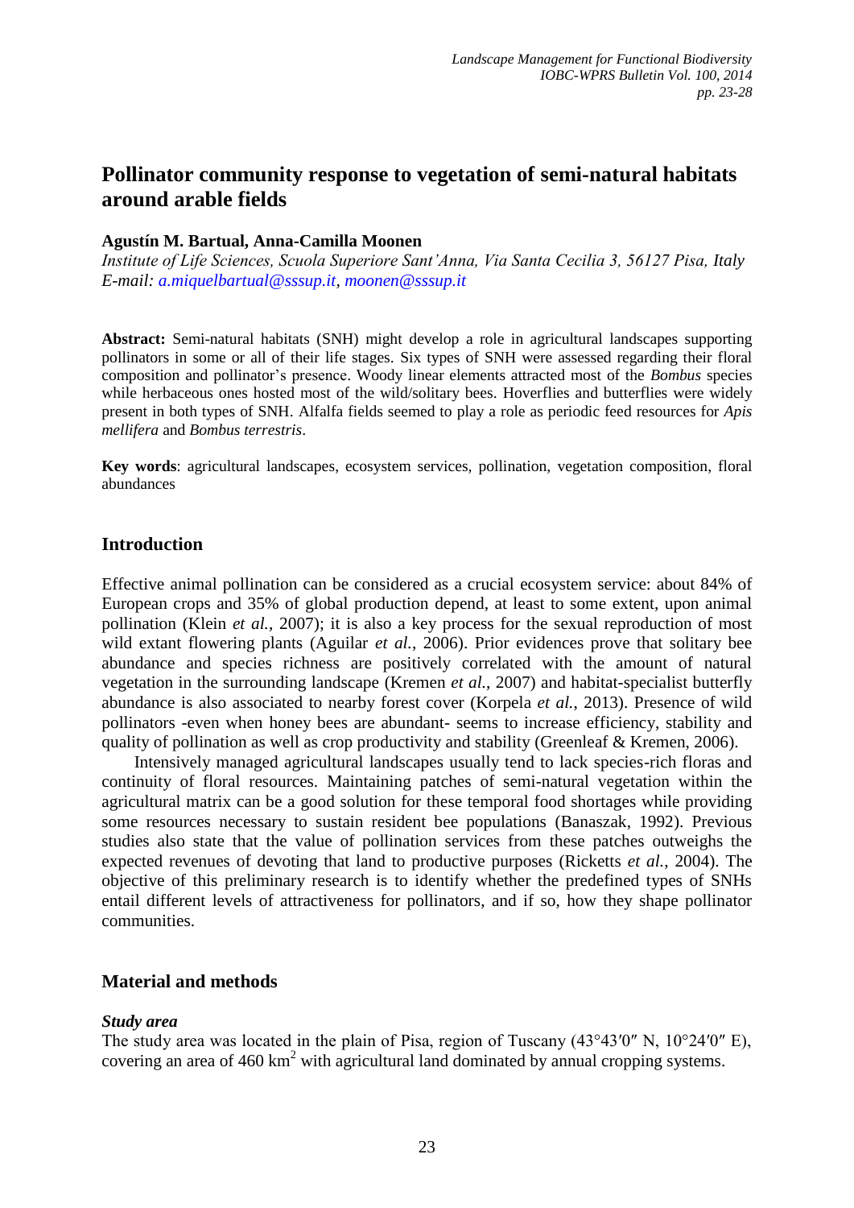# Pollinator community response to vegetation of semi-natural habitats around arable fields

**Agustín M. Bartual, Anna-Camilla Moonen**

*Institute of Life Sciences, Scuola Superiore Sant'Anna, Via Santa Cecilia 3, 56127 Pisa, Italy*
*E-mail: a.miquelbartual@sssup.it, moonen@sssup.it*

**Abstract:** Semi-natural habitats (SNH) might develop a role in agricultural landscapes supporting pollinators in some or all of their life stages. Six types of SNH were assessed regarding their floral composition and pollinator's presence. Woody linear elements attracted most of the *Bombus* species while herbaceous ones hosted most of the wild/solitary bees. Hoverflies and butterflies were widely present in both types of SNH. Alfalfa fields seemed to play a role as periodic feed resources for *Apis mellifera* and *Bombus terrestris*.

**Key words**: agricultural landscapes, ecosystem services, pollination, vegetation composition, floral abundances

## Introduction

Effective animal pollination can be considered as a crucial ecosystem service: about 84% of European crops and 35% of global production depend, at least to some extent, upon animal pollination (Klein *et al.*, 2007); it is also a key process for the sexual reproduction of most wild extant flowering plants (Aguilar *et al.*, 2006). Prior evidences prove that solitary bee abundance and species richness are positively correlated with the amount of natural vegetation in the surrounding landscape (Kremen *et al.*, 2007) and habitat-specialist butterfly abundance is also associated to nearby forest cover (Korpela *et al.*, 2013). Presence of wild pollinators -even when honey bees are abundant- seems to increase efficiency, stability and quality of pollination as well as crop productivity and stability (Greenleaf & Kremen, 2006).

Intensively managed agricultural landscapes usually tend to lack species-rich floras and continuity of floral resources. Maintaining patches of semi-natural vegetation within the agricultural matrix can be a good solution for these temporal food shortages while providing some resources necessary to sustain resident bee populations (Banaszak, 1992). Previous studies also state that the value of pollination services from these patches outweighs the expected revenues of devoting that land to productive purposes (Ricketts *et al.*, 2004). The objective of this preliminary research is to identify whether the predefined types of SNHs entail different levels of attractiveness for pollinators, and if so, how they shape pollinator communities.

## Material and methods

### *Study area*

The study area was located in the plain of Pisa, region of Tuscany (43°43′0″ N, 10°24′0″ E), covering an area of 460 km$^2$ with agricultural land dominated by annual cropping systems.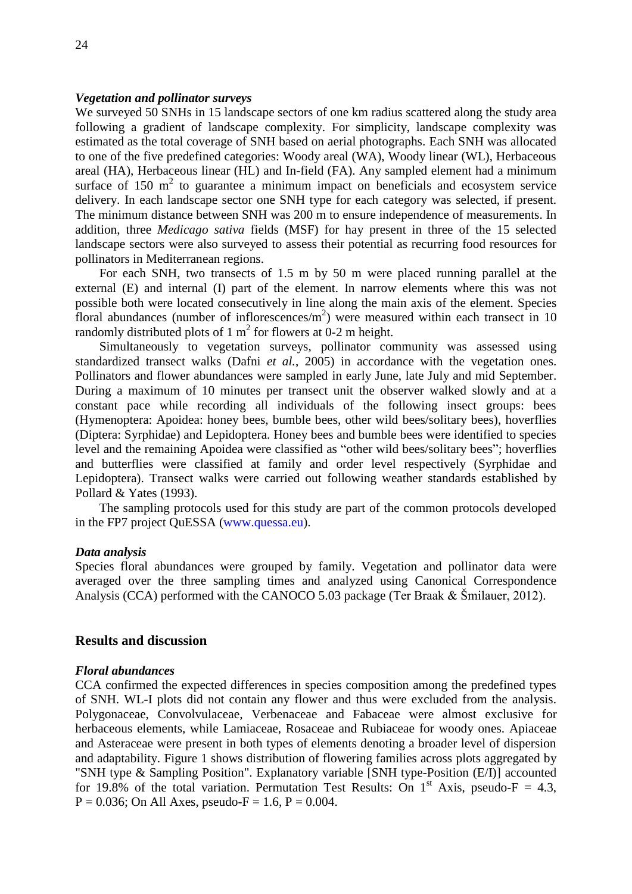### *Vegetation and pollinator surveys*

We surveyed 50 SNHs in 15 landscape sectors of one km radius scattered along the study area following a gradient of landscape complexity. For simplicity, landscape complexity was estimated as the total coverage of SNH based on aerial photographs. Each SNH was allocated to one of the five predefined categories: Woody areal (WA), Woody linear (WL), Herbaceous areal (HA), Herbaceous linear (HL) and In-field (FA). Any sampled element had a minimum surface of 150 $m^2$ to guarantee a minimum impact on beneficials and ecosystem service delivery. In each landscape sector one SNH type for each category was selected, if present. The minimum distance between SNH was 200 m to ensure independence of measurements. In addition, three *Medicago sativa* fields (MSF) for hay present in three of the 15 selected landscape sectors were also surveyed to assess their potential as recurring food resources for pollinators in Mediterranean regions.

For each SNH, two transects of 1.5 m by 50 m were placed running parallel at the external (E) and internal (I) part of the element. In narrow elements where this was not possible both were located consecutively in line along the main axis of the element. Species floral abundances (number of inflorescences/$m^2$) were measured within each transect in 10 randomly distributed plots of 1 $m^2$ for flowers at 0-2 m height.

Simultaneously to vegetation surveys, pollinator community was assessed using standardized transect walks (Dafni *et al.*, 2005) in accordance with the vegetation ones. Pollinators and flower abundances were sampled in early June, late July and mid September. During a maximum of 10 minutes per transect unit the observer walked slowly and at a constant pace while recording all individuals of the following insect groups: bees (Hymenoptera: Apoidea: honey bees, bumble bees, other wild bees/solitary bees), hoverflies (Diptera: Syrphidae) and Lepidoptera. Honey bees and bumble bees were identified to species level and the remaining Apoidea were classified as "other wild bees/solitary bees"; hoverflies and butterflies were classified at family and order level respectively (Syrphidae and Lepidoptera). Transect walks were carried out following weather standards established by Pollard & Yates (1993).

The sampling protocols used for this study are part of the common protocols developed in the FP7 project QuESSA (www.quessa.eu).

### *Data analysis*

Species floral abundances were grouped by family. Vegetation and pollinator data were averaged over the three sampling times and analyzed using Canonical Correspondence Analysis (CCA) performed with the CANOCO 5.03 package (Ter Braak & Šmilauer, 2012).

## Results and discussion

### *Floral abundances*

CCA confirmed the expected differences in species composition among the predefined types of SNH. WL-I plots did not contain any flower and thus were excluded from the analysis. Polygonaceae, Convolvulaceae, Verbenaceae and Fabaceae were almost exclusive for herbaceous elements, while Lamiaceae, Rosaceae and Rubiaceae for woody ones. Apiaceae and Asteraceae were present in both types of elements denoting a broader level of dispersion and adaptability. Figure 1 shows distribution of flowering families across plots aggregated by "SNH type & Sampling Position". Explanatory variable [SNH type-Position (E/I)] accounted for 19.8% of the total variation. Permutation Test Results: On 1$^{st}$ Axis, pseudo-F = 4.3, $P = 0.036$; On All Axes, pseudo-F = 1.6, $P = 0.004$.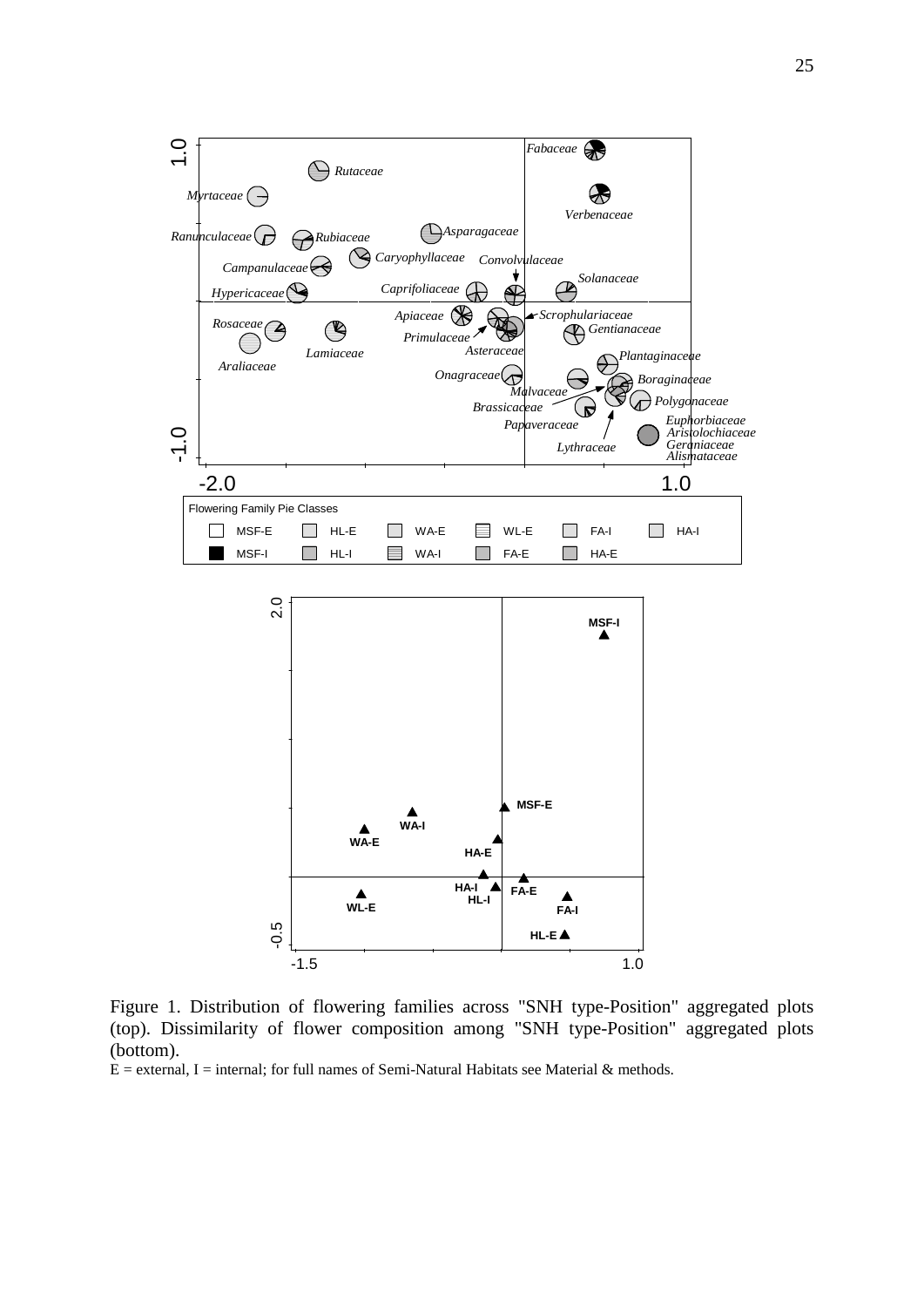Figure 1. Distribution of flowering families across "SNH type-Position" aggregated plots (top). Dissimilarity of flower composition among "SNH type-Position" aggregated plots (bottom).

E = external, I = internal; for full names of Semi-Natural Habitats see Material & methods.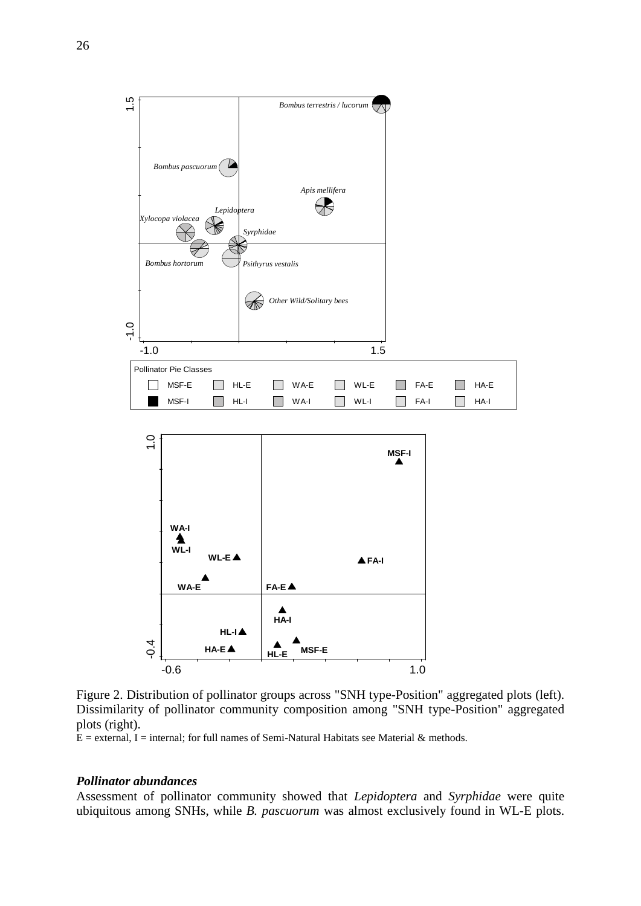Figure 2. Distribution of pollinator groups across "SNH type-Position" aggregated plots (left). Dissimilarity of pollinator community composition among "SNH type-Position" aggregated plots (right).

E = external, I = internal; for full names of Semi-Natural Habitats see Material & methods.

### *Pollinator abundances*

Assessment of pollinator community showed that *Lepidoptera* and *Syrphidae* were quite ubiquitous among SNHs, while *B. pascuorum* was almost exclusively found in WL-E plots.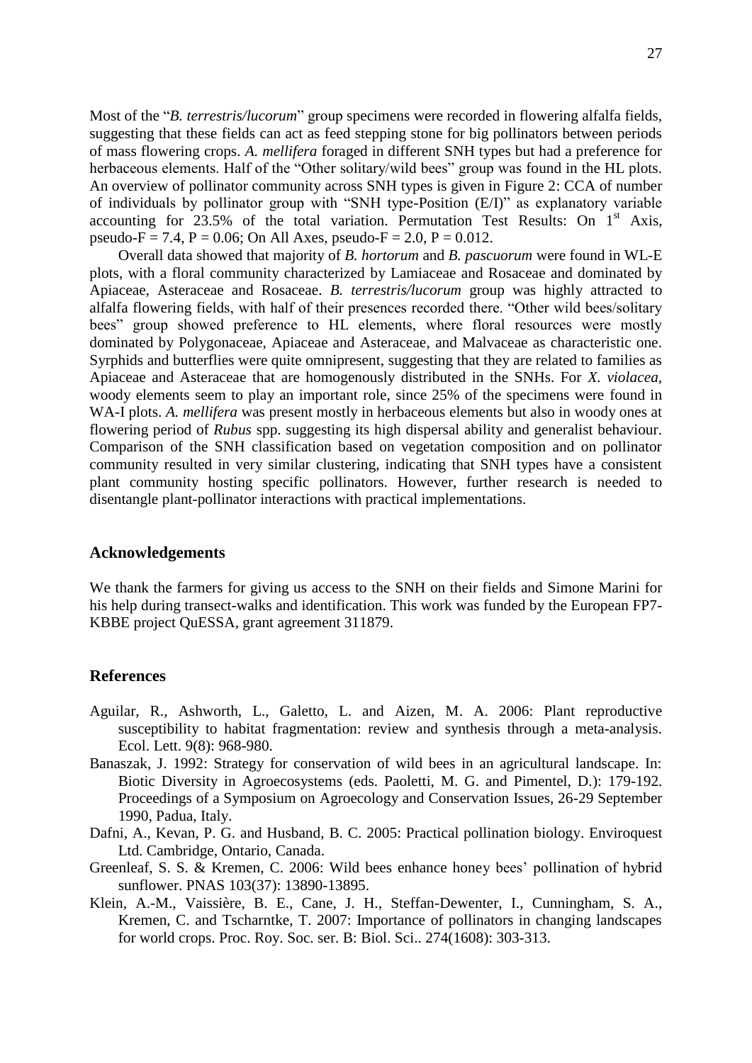Most of the "*B. terrestris/lucorum*" group specimens were recorded in flowering alfalfa fields, suggesting that these fields can act as feed stepping stone for big pollinators between periods of mass flowering crops. *A. mellifera* foraged in different SNH types but had a preference for herbaceous elements. Half of the "Other solitary/wild bees" group was found in the HL plots. An overview of pollinator community across SNH types is given in Figure 2: CCA of number of individuals by pollinator group with "SNH type-Position (E/I)" as explanatory variable accounting for 23.5% of the total variation. Permutation Test Results: On 1st Axis, pseudo-F = 7.4, P = 0.06; On All Axes, pseudo-F = 2.0, P = 0.012.

Overall data showed that majority of *B. hortorum* and *B. pascuorum* were found in WL-E plots, with a floral community characterized by Lamiaceae and Rosaceae and dominated by Apiaceae, Asteraceae and Rosaceae. *B. terrestris/lucorum* group was highly attracted to alfalfa flowering fields, with half of their presences recorded there. "Other wild bees/solitary bees" group showed preference to HL elements, where floral resources were mostly dominated by Polygonaceae, Apiaceae and Asteraceae, and Malvaceae as characteristic one. Syrphids and butterflies were quite omnipresent, suggesting that they are related to families as Apiaceae and Asteraceae that are homogenously distributed in the SNHs. For *X. violacea*, woody elements seem to play an important role, since 25% of the specimens were found in WA-I plots. *A. mellifera* was present mostly in herbaceous elements but also in woody ones at flowering period of *Rubus* spp. suggesting its high dispersal ability and generalist behaviour. Comparison of the SNH classification based on vegetation composition and on pollinator community resulted in very similar clustering, indicating that SNH types have a consistent plant community hosting specific pollinators. However, further research is needed to disentangle plant-pollinator interactions with practical implementations.

## Acknowledgements

We thank the farmers for giving us access to the SNH on their fields and Simone Marini for his help during transect-walks and identification. This work was funded by the European FP7-KBBE project QuESSA, grant agreement 311879.

## References

- Aguilar, R., Ashworth, L., Galetto, L. and Aizen, M. A. 2006: Plant reproductive susceptibility to habitat fragmentation: review and synthesis through a meta-analysis. Ecol. Lett. 9(8): 968-980.
- Banaszak, J. 1992: Strategy for conservation of wild bees in an agricultural landscape. In: Biotic Diversity in Agroecosystems (eds. Paoletti, M. G. and Pimentel, D.): 179-192. Proceedings of a Symposium on Agroecology and Conservation Issues, 26-29 September 1990, Padua, Italy.
- Dafni, A., Kevan, P. G. and Husband, B. C. 2005: Practical pollination biology. Enviroquest Ltd. Cambridge, Ontario, Canada.
- Greenleaf, S. S. & Kremen, C. 2006: Wild bees enhance honey bees' pollination of hybrid sunflower. PNAS 103(37): 13890-13895.
- Klein, A.-M., Vaissière, B. E., Cane, J. H., Steffan-Dewenter, I., Cunningham, S. A., Kremen, C. and Tscharntke, T. 2007: Importance of pollinators in changing landscapes for world crops. Proc. Roy. Soc. ser. B: Biol. Sci.. 274(1608): 303-313.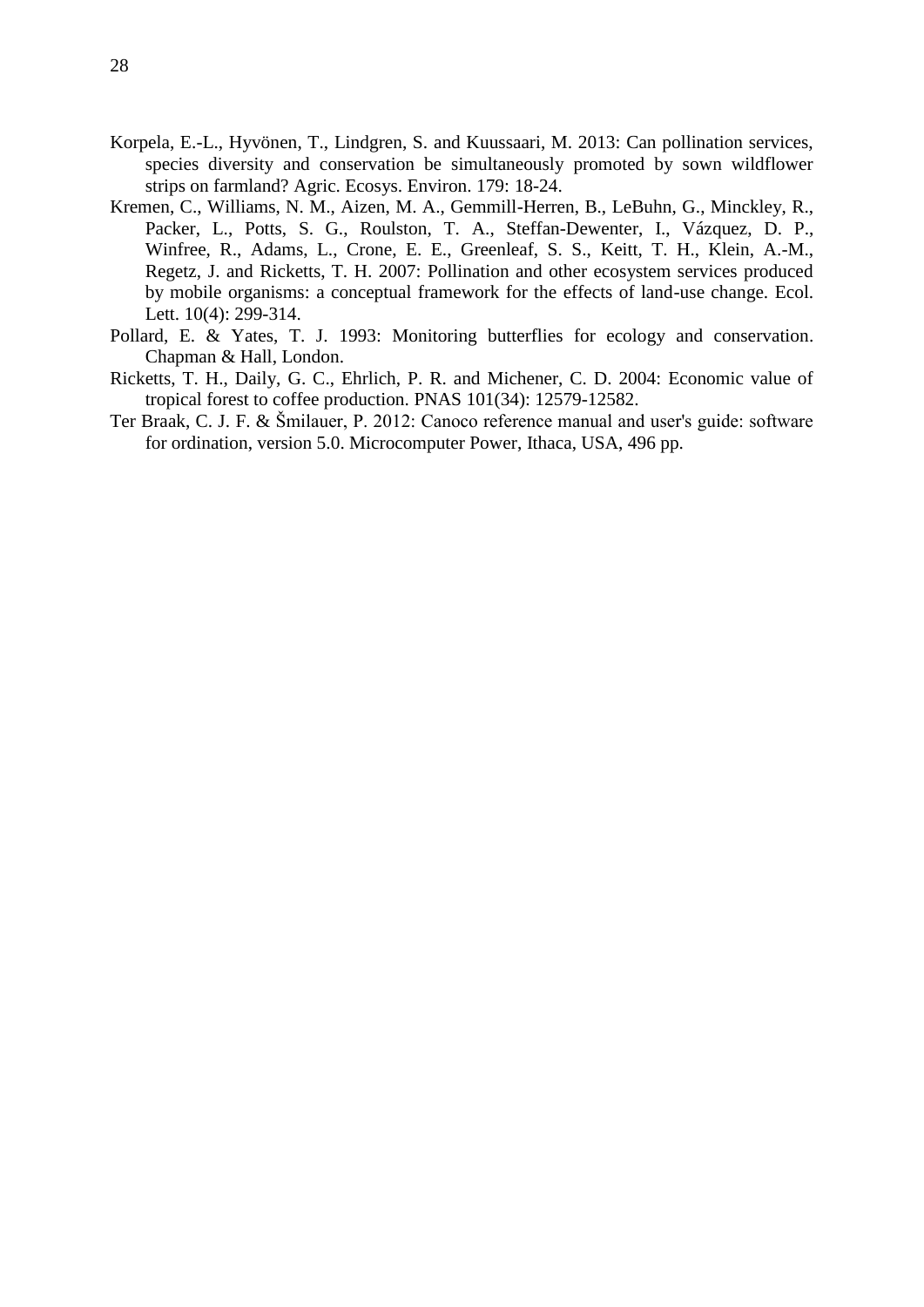Korpela, E.-L., Hyvönen, T., Lindgren, S. and Kuussaari, M. 2013: Can pollination services, species diversity and conservation be simultaneously promoted by sown wildflower strips on farmland? Agric. Ecosys. Environ. 179: 18-24.

Kremen, C., Williams, N. M., Aizen, M. A., Gemmill-Herren, B., LeBuhn, G., Minckley, R., Packer, L., Potts, S. G., Roulston, T. A., Steffan-Dewenter, I., Vázquez, D. P., Winfree, R., Adams, L., Crone, E. E., Greenleaf, S. S., Keitt, T. H., Klein, A.-M., Regetz, J. and Ricketts, T. H. 2007: Pollination and other ecosystem services produced by mobile organisms: a conceptual framework for the effects of land-use change. Ecol. Lett. 10(4): 299-314.

Pollard, E. & Yates, T. J. 1993: Monitoring butterflies for ecology and conservation. Chapman & Hall, London.

Ricketts, T. H., Daily, G. C., Ehrlich, P. R. and Michener, C. D. 2004: Economic value of tropical forest to coffee production. PNAS 101(34): 12579-12582.

Ter Braak, C. J. F. & Šmilauer, P. 2012: Canoco reference manual and user's guide: software for ordination, version 5.0. Microcomputer Power, Ithaca, USA, 496 pp.